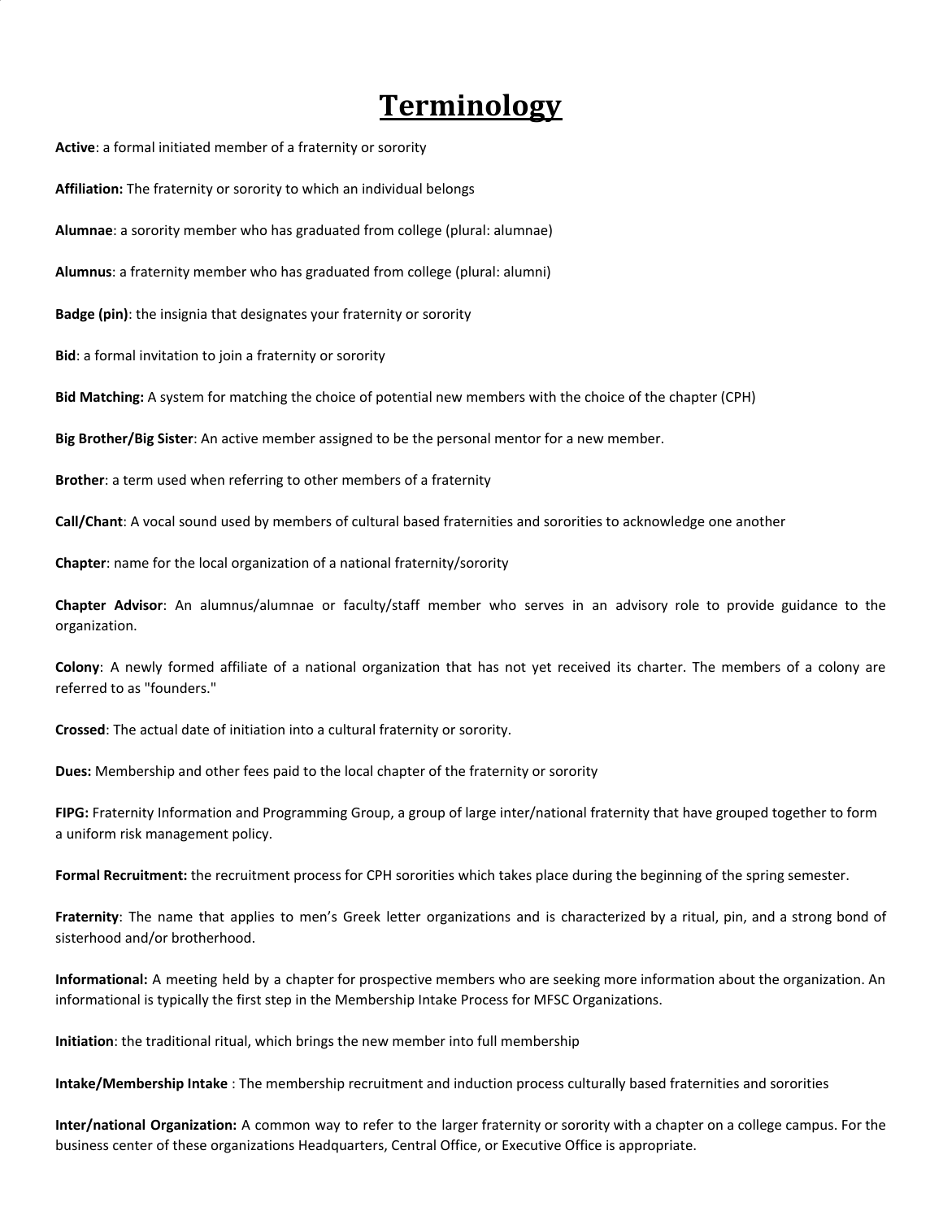# Terminology

**Active**: a formal initiated member of a fraternity or sorority

**Affiliation:** The fraternity or sorority to which an individual belongs

**Alumnae**: a sorority member who has graduated from college (plural: alumnae)

**Alumnus**: a fraternity member who has graduated from college (plural: alumni)

**Badge (pin)**: the insignia that designates your fraternity or sorority

**Bid**: a formal invitation to join a fraternity or sorority

**Bid Matching:** A system for matching the choice of potential new members with the choice of the chapter (CPH)

**Big Brother/Big Sister**: An active member assigned to be the personal mentor for a new member.

**Brother**: a term used when referring to other members of a fraternity

**Call/Chant**: A vocal sound used by members of cultural based fraternities and sororities to acknowledge one another

**Chapter**: name for the local organization of a national fraternity/sorority

**Chapter Advisor**: An alumnus/alumnae or faculty/staff member who serves in an advisory role to provide guidance to the organization.

**Colony**: A newly formed affiliate of a national organization that has not yet received its charter. The members of a colony are referred to as "founders."

**Crossed**: The actual date of initiation into a cultural fraternity or sorority.

**Dues:** Membership and other fees paid to the local chapter of the fraternity or sorority

**FIPG:** Fraternity Information and Programming Group, a group of large inter/national fraternity that have grouped together to form a uniform risk management policy.

**Formal Recruitment:** the recruitment process for CPH sororities which takes place during the beginning of the spring semester.

**Fraternity**: The name that applies to men's Greek letter organizations and is characterized by a ritual, pin, and a strong bond of sisterhood and/or brotherhood.

**Informational:** A meeting held by a chapter for prospective members who are seeking more information about the organization. An informational is typically the first step in the Membership Intake Process for MFSC Organizations.

**Initiation**: the traditional ritual, which brings the new member into full membership

**Intake/Membership Intake** : The membership recruitment and induction process culturally based fraternities and sororities

**Inter/national Organization:** A common way to refer to the larger fraternity or sorority with a chapter on a college campus. For the business center of these organizations Headquarters, Central Office, or Executive Office is appropriate.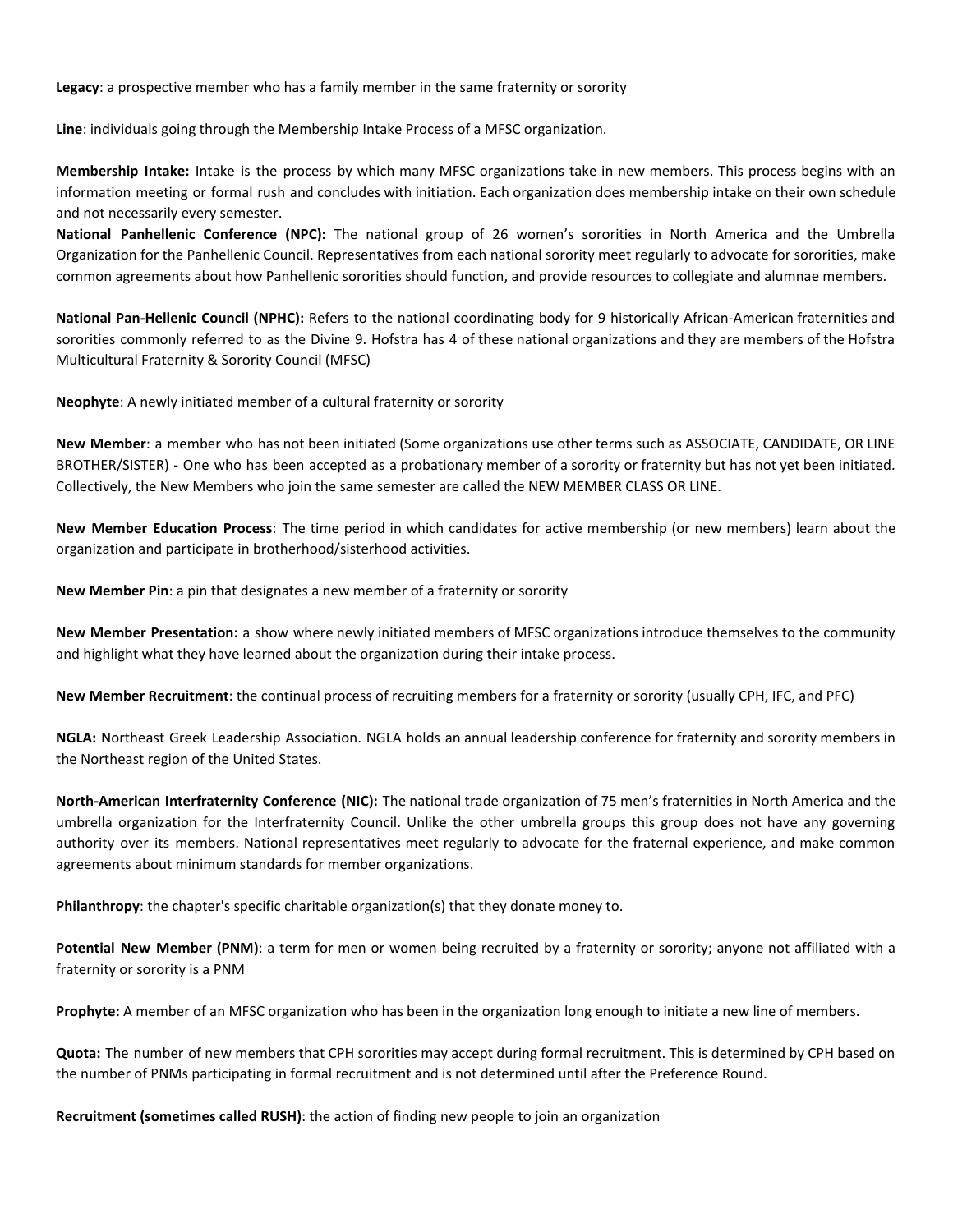**Legacy**: a prospective member who has a family member in the same fraternity or sorority

**Line**: individuals going through the Membership Intake Process of a MFSC organization.

**Membership Intake:** Intake is the process by which many MFSC organizations take in new members. This process begins with an information meeting or formal rush and concludes with initiation. Each organization does membership intake on their own schedule and not necessarily every semester.

**National Panhellenic Conference (NPC):** The national group of 26 women's sororities in North America and the Umbrella Organization for the Panhellenic Council. Representatives from each national sorority meet regularly to advocate for sororities, make common agreements about how Panhellenic sororities should function, and provide resources to collegiate and alumnae members.

**National Pan-Hellenic Council (NPHC):** Refers to the national coordinating body for 9 historically African-American fraternities and sororities commonly referred to as the Divine 9. Hofstra has 4 of these national organizations and they are members of the Hofstra Multicultural Fraternity & Sorority Council (MFSC)

**Neophyte**: A newly initiated member of a cultural fraternity or sorority

**New Member**: a member who has not been initiated (Some organizations use other terms such as ASSOCIATE, CANDIDATE, OR LINE BROTHER/SISTER) - One who has been accepted as a probationary member of a sorority or fraternity but has not yet been initiated. Collectively, the New Members who join the same semester are called the NEW MEMBER CLASS OR LINE.

**New Member Education Process**: The time period in which candidates for active membership (or new members) learn about the organization and participate in brotherhood/sisterhood activities.

**New Member Pin**: a pin that designates a new member of a fraternity or sorority

**New Member Presentation:** a show where newly initiated members of MFSC organizations introduce themselves to the community and highlight what they have learned about the organization during their intake process.

**New Member Recruitment**: the continual process of recruiting members for a fraternity or sorority (usually CPH, IFC, and PFC)

**NGLA:** Northeast Greek Leadership Association. NGLA holds an annual leadership conference for fraternity and sorority members in the Northeast region of the United States.

**North-American Interfraternity Conference (NIC):** The national trade organization of 75 men's fraternities in North America and the umbrella organization for the Interfraternity Council. Unlike the other umbrella groups this group does not have any governing authority over its members. National representatives meet regularly to advocate for the fraternal experience, and make common agreements about minimum standards for member organizations.

**Philanthropy**: the chapter's specific charitable organization(s) that they donate money to.

**Potential New Member (PNM)**: a term for men or women being recruited by a fraternity or sorority; anyone not affiliated with a fraternity or sorority is a PNM

**Prophyte:** A member of an MFSC organization who has been in the organization long enough to initiate a new line of members.

**Quota:** The number of new members that CPH sororities may accept during formal recruitment. This is determined by CPH based on the number of PNMs participating in formal recruitment and is not determined until after the Preference Round.

**Recruitment (sometimes called RUSH)**: the action of finding new people to join an organization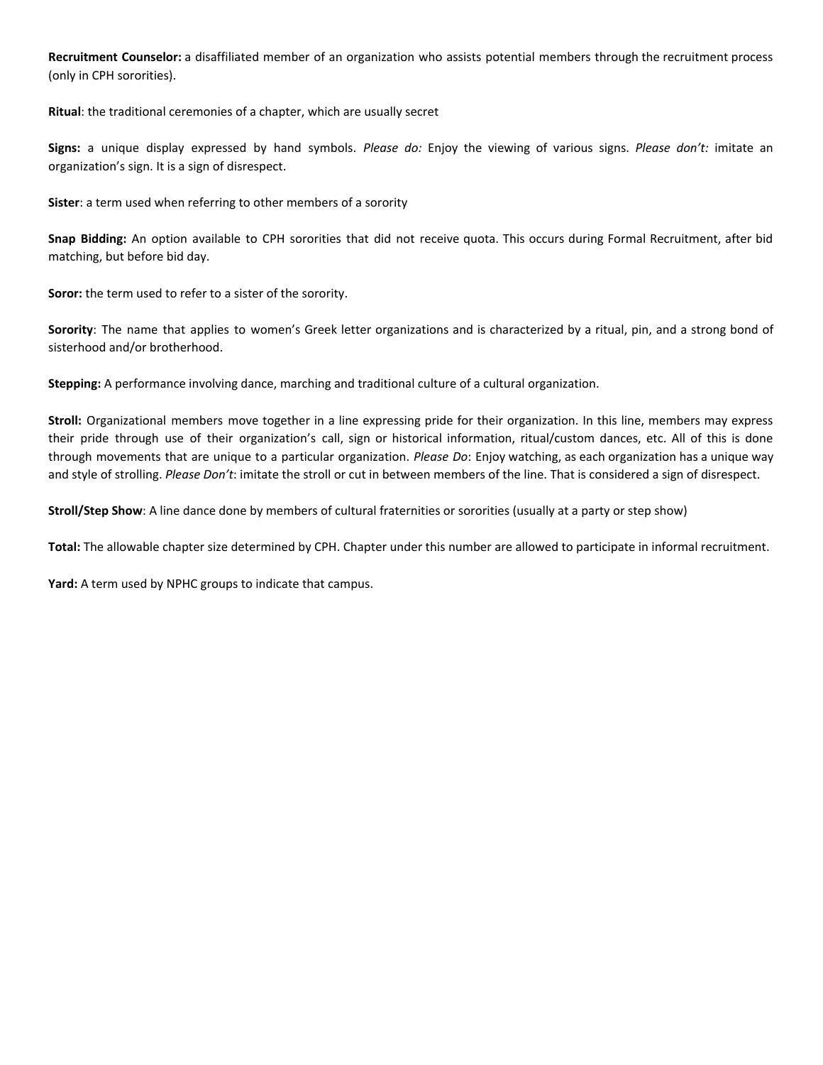**Recruitment Counselor:** a disaffiliated member of an organization who assists potential members through the recruitment process (only in CPH sororities).

**Ritual**: the traditional ceremonies of a chapter, which are usually secret

**Signs:** a unique display expressed by hand symbols. *Please do:* Enjoy the viewing of various signs. *Please don't:* imitate an organization's sign. It is a sign of disrespect.

**Sister**: a term used when referring to other members of a sorority

**Snap Bidding:** An option available to CPH sororities that did not receive quota. This occurs during Formal Recruitment, after bid matching, but before bid day.

**Soror:** the term used to refer to a sister of the sorority.

**Sorority**: The name that applies to women's Greek letter organizations and is characterized by a ritual, pin, and a strong bond of sisterhood and/or brotherhood.

**Stepping:** A performance involving dance, marching and traditional culture of a cultural organization.

**Stroll:** Organizational members move together in a line expressing pride for their organization. In this line, members may express their pride through use of their organization's call, sign or historical information, ritual/custom dances, etc. All of this is done through movements that are unique to a particular organization. *Please Do*: Enjoy watching, as each organization has a unique way and style of strolling. *Please Don't*: imitate the stroll or cut in between members of the line. That is considered a sign of disrespect.

**Stroll/Step Show**: A line dance done by members of cultural fraternities or sororities (usually at a party or step show)

**Total:** The allowable chapter size determined by CPH. Chapter under this number are allowed to participate in informal recruitment.

**Yard:** A term used by NPHC groups to indicate that campus.